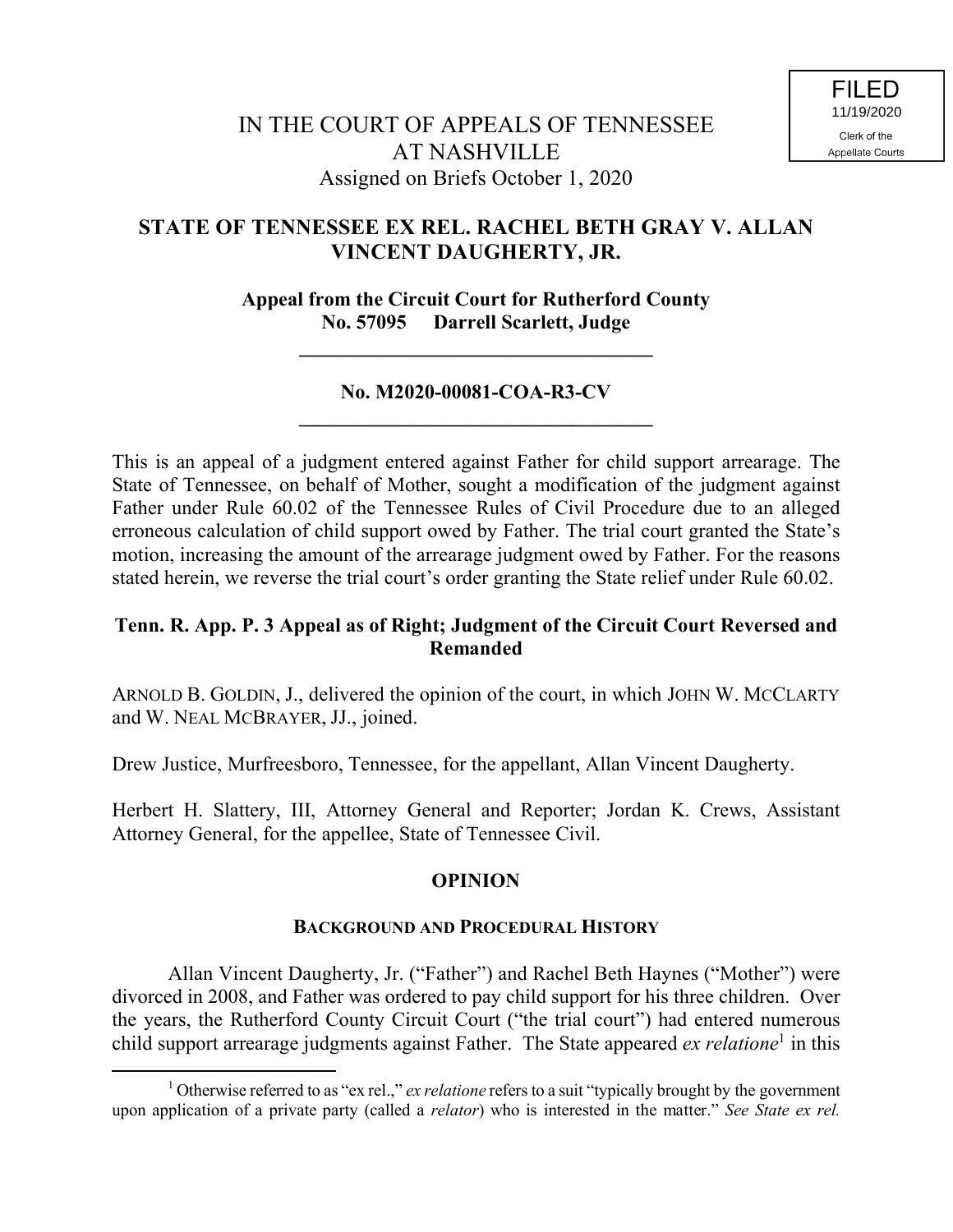FILED
11/19/2020
Clerk of the
Appellate Courts

# IN THE COURT OF APPEALS OF TENNESSEE AT NASHVILLE

Assigned on Briefs October 1, 2020

## STATE OF TENNESSEE EX REL. RACHEL BETH GRAY V. ALLAN VINCENT DAUGHERTY, JR.

**Appeal from the Circuit Court for Rutherford County**
**No. 57095 Darrell Scarlett, Judge**

---

**No. M2020-00081-COA-R3-CV**

---

This is an appeal of a judgment entered against Father for child support arrearage. The State of Tennessee, on behalf of Mother, sought a modification of the judgment against Father under Rule 60.02 of the Tennessee Rules of Civil Procedure due to an alleged erroneous calculation of child support owed by Father. The trial court granted the State's motion, increasing the amount of the arrearage judgment owed by Father. For the reasons stated herein, we reverse the trial court's order granting the State relief under Rule 60.02.

**Tenn. R. App. P. 3 Appeal as of Right; Judgment of the Circuit Court Reversed and Remanded**

ARNOLD B. GOLDIN, J., delivered the opinion of the court, in which JOHN W. MCCLARTY and W. NEAL MCBRAYER, JJ., joined.

Drew Justice, Murfreesboro, Tennessee, for the appellant, Allan Vincent Daugherty.

Herbert H. Slattery, III, Attorney General and Reporter; Jordan K. Crews, Assistant Attorney General, for the appellee, State of Tennessee Civil.

## OPINION

### BACKGROUND AND PROCEDURAL HISTORY

Allan Vincent Daugherty, Jr. ("Father") and Rachel Beth Haynes ("Mother") were divorced in 2008, and Father was ordered to pay child support for his three children. Over the years, the Rutherford County Circuit Court ("the trial court") had entered numerous child support arrearage judgments against Father. The State appeared *ex relatione*[1] in this

---

[1] Otherwise referred to as "ex rel.," *ex relatione* refers to a suit "typically brought by the government upon application of a private party (called a *relator*) who is interested in the matter." *See State ex rel.*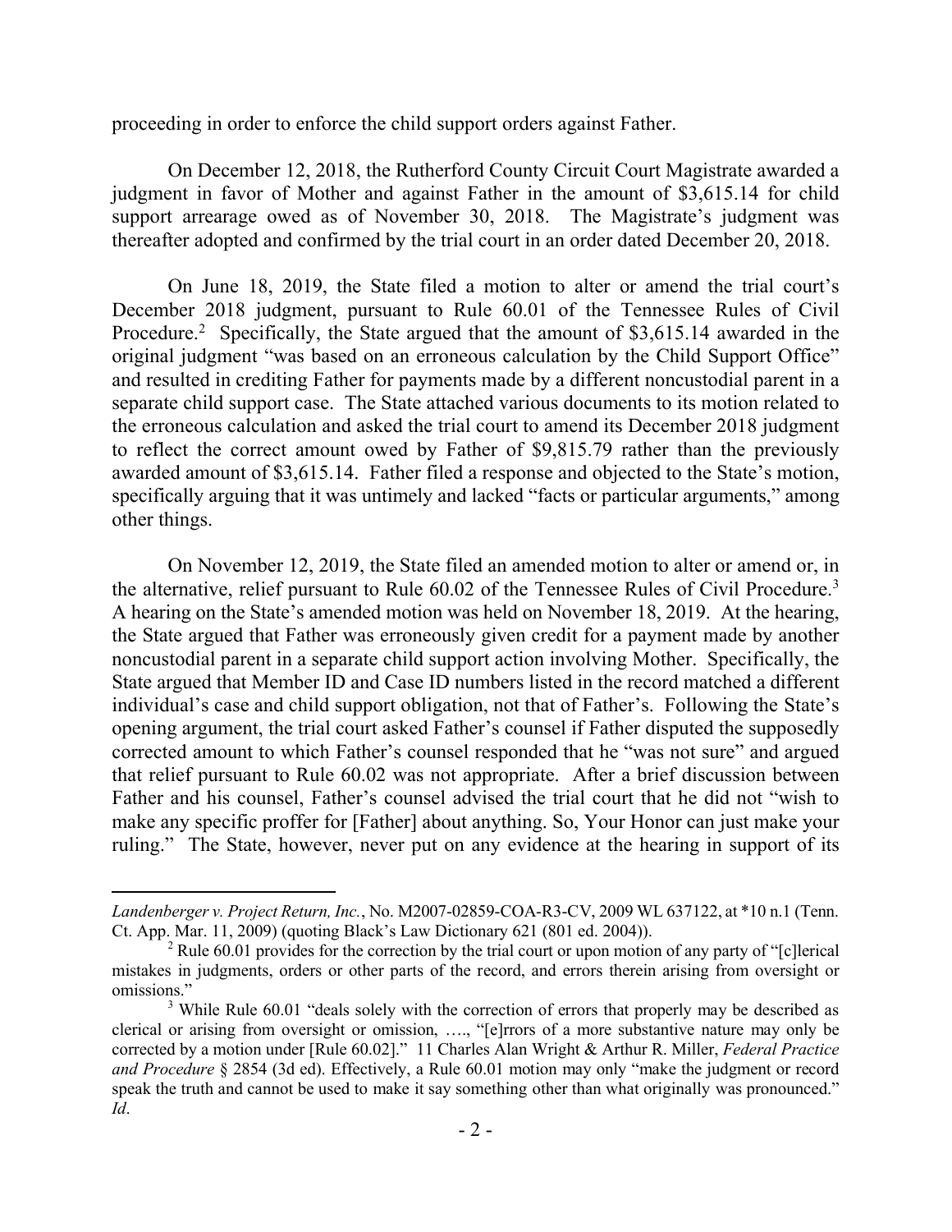proceeding in order to enforce the child support orders against Father.

On December 12, 2018, the Rutherford County Circuit Court Magistrate awarded a judgment in favor of Mother and against Father in the amount of $3,615.14 for child support arrearage owed as of November 30, 2018. The Magistrate's judgment was thereafter adopted and confirmed by the trial court in an order dated December 20, 2018.

On June 18, 2019, the State filed a motion to alter or amend the trial court's December 2018 judgment, pursuant to Rule 60.01 of the Tennessee Rules of Civil Procedure.[2] Specifically, the State argued that the amount of $3,615.14 awarded in the original judgment "was based on an erroneous calculation by the Child Support Office" and resulted in crediting Father for payments made by a different noncustodial parent in a separate child support case. The State attached various documents to its motion related to the erroneous calculation and asked the trial court to amend its December 2018 judgment to reflect the correct amount owed by Father of $9,815.79 rather than the previously awarded amount of $3,615.14. Father filed a response and objected to the State's motion, specifically arguing that it was untimely and lacked "facts or particular arguments," among other things.

On November 12, 2019, the State filed an amended motion to alter or amend or, in the alternative, relief pursuant to Rule 60.02 of the Tennessee Rules of Civil Procedure.[3] A hearing on the State's amended motion was held on November 18, 2019. At the hearing, the State argued that Father was erroneously given credit for a payment made by another noncustodial parent in a separate child support action involving Mother. Specifically, the State argued that Member ID and Case ID numbers listed in the record matched a different individual's case and child support obligation, not that of Father's. Following the State's opening argument, the trial court asked Father's counsel if Father disputed the supposedly corrected amount to which Father's counsel responded that he "was not sure" and argued that relief pursuant to Rule 60.02 was not appropriate. After a brief discussion between Father and his counsel, Father's counsel advised the trial court that he did not "wish to make any specific proffer for [Father] about anything. So, Your Honor can just make your ruling." The State, however, never put on any evidence at the hearing in support of its

---

*Landenberger v. Project Return, Inc.*, No. M2007-02859-COA-R3-CV, 2009 WL 637122, at *10 n.1 (Tenn. Ct. App. Mar. 11, 2009) (quoting Black's Law Dictionary 621 (801 ed. 2004)).

[2] Rule 60.01 provides for the correction by the trial court or upon motion of any party of "[c]lerical mistakes in judgments, orders or other parts of the record, and errors therein arising from oversight or omissions."

[3] While Rule 60.01 "deals solely with the correction of errors that properly may be described as clerical or arising from oversight or omission, …., "[e]rrors of a more substantive nature may only be corrected by a motion under [Rule 60.02]." 11 Charles Alan Wright & Arthur R. Miller, *Federal Practice and Procedure* § 2854 (3d ed). Effectively, a Rule 60.01 motion may only "make the judgment or record speak the truth and cannot be used to make it say something other than what originally was pronounced." *Id*.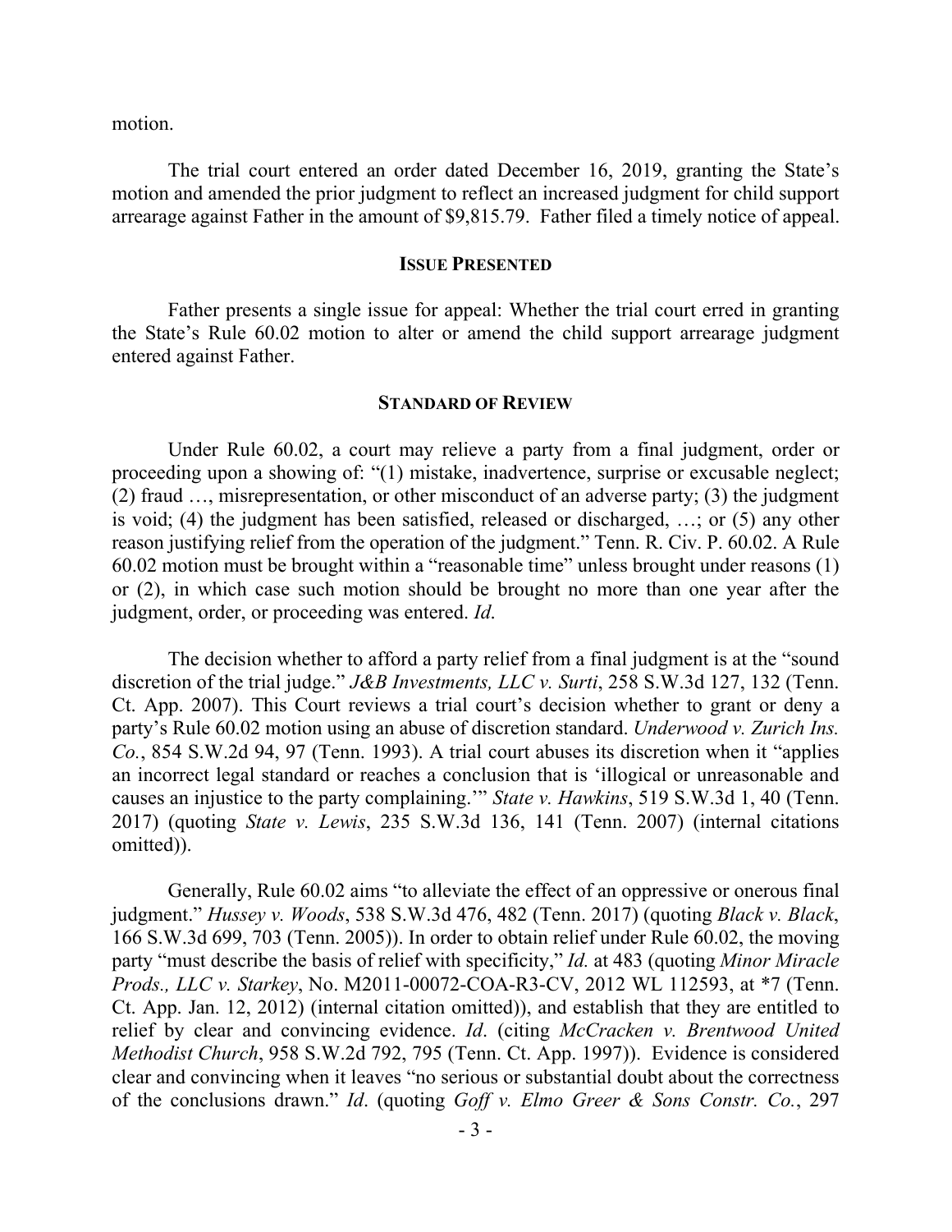motion.

The trial court entered an order dated December 16, 2019, granting the State's motion and amended the prior judgment to reflect an increased judgment for child support arrearage against Father in the amount of $9,815.79. Father filed a timely notice of appeal.

## ISSUE PRESENTED

Father presents a single issue for appeal: Whether the trial court erred in granting the State's Rule 60.02 motion to alter or amend the child support arrearage judgment entered against Father.

## STANDARD OF REVIEW

Under Rule 60.02, a court may relieve a party from a final judgment, order or proceeding upon a showing of: "(1) mistake, inadvertence, surprise or excusable neglect; (2) fraud …, misrepresentation, or other misconduct of an adverse party; (3) the judgment is void; (4) the judgment has been satisfied, released or discharged, …; or (5) any other reason justifying relief from the operation of the judgment." Tenn. R. Civ. P. 60.02. A Rule 60.02 motion must be brought within a "reasonable time" unless brought under reasons (1) or (2), in which case such motion should be brought no more than one year after the judgment, order, or proceeding was entered. *Id.*

The decision whether to afford a party relief from a final judgment is at the "sound discretion of the trial judge." *J&B Investments, LLC v. Surti*, 258 S.W.3d 127, 132 (Tenn. Ct. App. 2007). This Court reviews a trial court's decision whether to grant or deny a party's Rule 60.02 motion using an abuse of discretion standard. *Underwood v. Zurich Ins. Co.*, 854 S.W.2d 94, 97 (Tenn. 1993). A trial court abuses its discretion when it "applies an incorrect legal standard or reaches a conclusion that is 'illogical or unreasonable and causes an injustice to the party complaining.'" *State v. Hawkins*, 519 S.W.3d 1, 40 (Tenn. 2017) (quoting *State v. Lewis*, 235 S.W.3d 136, 141 (Tenn. 2007) (internal citations omitted)).

Generally, Rule 60.02 aims "to alleviate the effect of an oppressive or onerous final judgment." *Hussey v. Woods*, 538 S.W.3d 476, 482 (Tenn. 2017) (quoting *Black v. Black*, 166 S.W.3d 699, 703 (Tenn. 2005)). In order to obtain relief under Rule 60.02, the moving party "must describe the basis of relief with specificity," *Id.* at 483 (quoting *Minor Miracle Prods., LLC v. Starkey*, No. M2011-00072-COA-R3-CV, 2012 WL 112593, at *7 (Tenn. Ct. App. Jan. 12, 2012) (internal citation omitted)), and establish that they are entitled to relief by clear and convincing evidence. *Id*. (citing *McCracken v. Brentwood United Methodist Church*, 958 S.W.2d 792, 795 (Tenn. Ct. App. 1997)). Evidence is considered clear and convincing when it leaves "no serious or substantial doubt about the correctness of the conclusions drawn." *Id*. (quoting *Goff v. Elmo Greer & Sons Constr. Co.*, 297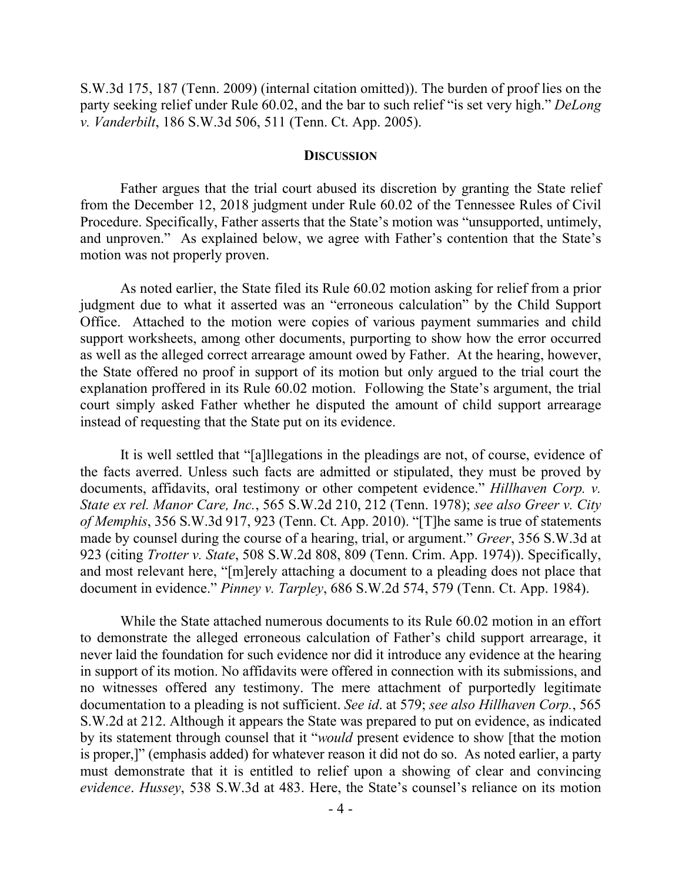S.W.3d 175, 187 (Tenn. 2009) (internal citation omitted)). The burden of proof lies on the party seeking relief under Rule 60.02, and the bar to such relief "is set very high." *DeLong v. Vanderbilt*, 186 S.W.3d 506, 511 (Tenn. Ct. App. 2005).

## DISCUSSION

Father argues that the trial court abused its discretion by granting the State relief from the December 12, 2018 judgment under Rule 60.02 of the Tennessee Rules of Civil Procedure. Specifically, Father asserts that the State's motion was "unsupported, untimely, and unproven." As explained below, we agree with Father's contention that the State's motion was not properly proven.

As noted earlier, the State filed its Rule 60.02 motion asking for relief from a prior judgment due to what it asserted was an "erroneous calculation" by the Child Support Office. Attached to the motion were copies of various payment summaries and child support worksheets, among other documents, purporting to show how the error occurred as well as the alleged correct arrearage amount owed by Father. At the hearing, however, the State offered no proof in support of its motion but only argued to the trial court the explanation proffered in its Rule 60.02 motion. Following the State's argument, the trial court simply asked Father whether he disputed the amount of child support arrearage instead of requesting that the State put on its evidence.

It is well settled that "[a]llegations in the pleadings are not, of course, evidence of the facts averred. Unless such facts are admitted or stipulated, they must be proved by documents, affidavits, oral testimony or other competent evidence." *Hillhaven Corp. v. State ex rel. Manor Care, Inc.*, 565 S.W.2d 210, 212 (Tenn. 1978); *see also Greer v. City of Memphis*, 356 S.W.3d 917, 923 (Tenn. Ct. App. 2010). "[T]he same is true of statements made by counsel during the course of a hearing, trial, or argument." *Greer*, 356 S.W.3d at 923 (citing *Trotter v. State*, 508 S.W.2d 808, 809 (Tenn. Crim. App. 1974)). Specifically, and most relevant here, "[m]erely attaching a document to a pleading does not place that document in evidence." *Pinney v. Tarpley*, 686 S.W.2d 574, 579 (Tenn. Ct. App. 1984).

While the State attached numerous documents to its Rule 60.02 motion in an effort to demonstrate the alleged erroneous calculation of Father's child support arrearage, it never laid the foundation for such evidence nor did it introduce any evidence at the hearing in support of its motion. No affidavits were offered in connection with its submissions, and no witnesses offered any testimony. The mere attachment of purportedly legitimate documentation to a pleading is not sufficient. *See id*. at 579; *see also Hillhaven Corp.*, 565 S.W.2d at 212. Although it appears the State was prepared to put on evidence, as indicated by its statement through counsel that it "*would* present evidence to show [that the motion is proper,]" (emphasis added) for whatever reason it did not do so. As noted earlier, a party must demonstrate that it is entitled to relief upon a showing of clear and convincing *evidence*. *Hussey*, 538 S.W.3d at 483. Here, the State's counsel's reliance on its motion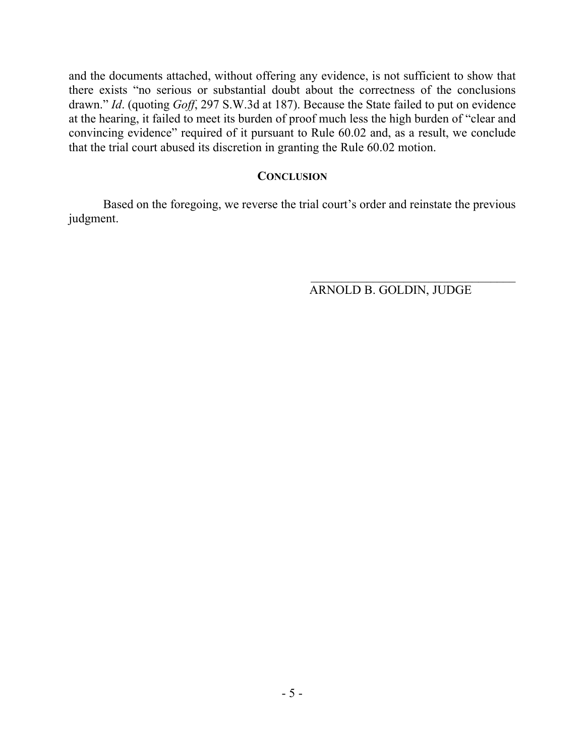and the documents attached, without offering any evidence, is not sufficient to show that there exists "no serious or substantial doubt about the correctness of the conclusions drawn." *Id*. (quoting *Goff*, 297 S.W.3d at 187). Because the State failed to put on evidence at the hearing, it failed to meet its burden of proof much less the high burden of "clear and convincing evidence" required of it pursuant to Rule 60.02 and, as a result, we conclude that the trial court abused its discretion in granting the Rule 60.02 motion.

## CONCLUSION

Based on the foregoing, we reverse the trial court's order and reinstate the previous judgment.

ARNOLD B. GOLDIN, JUDGE